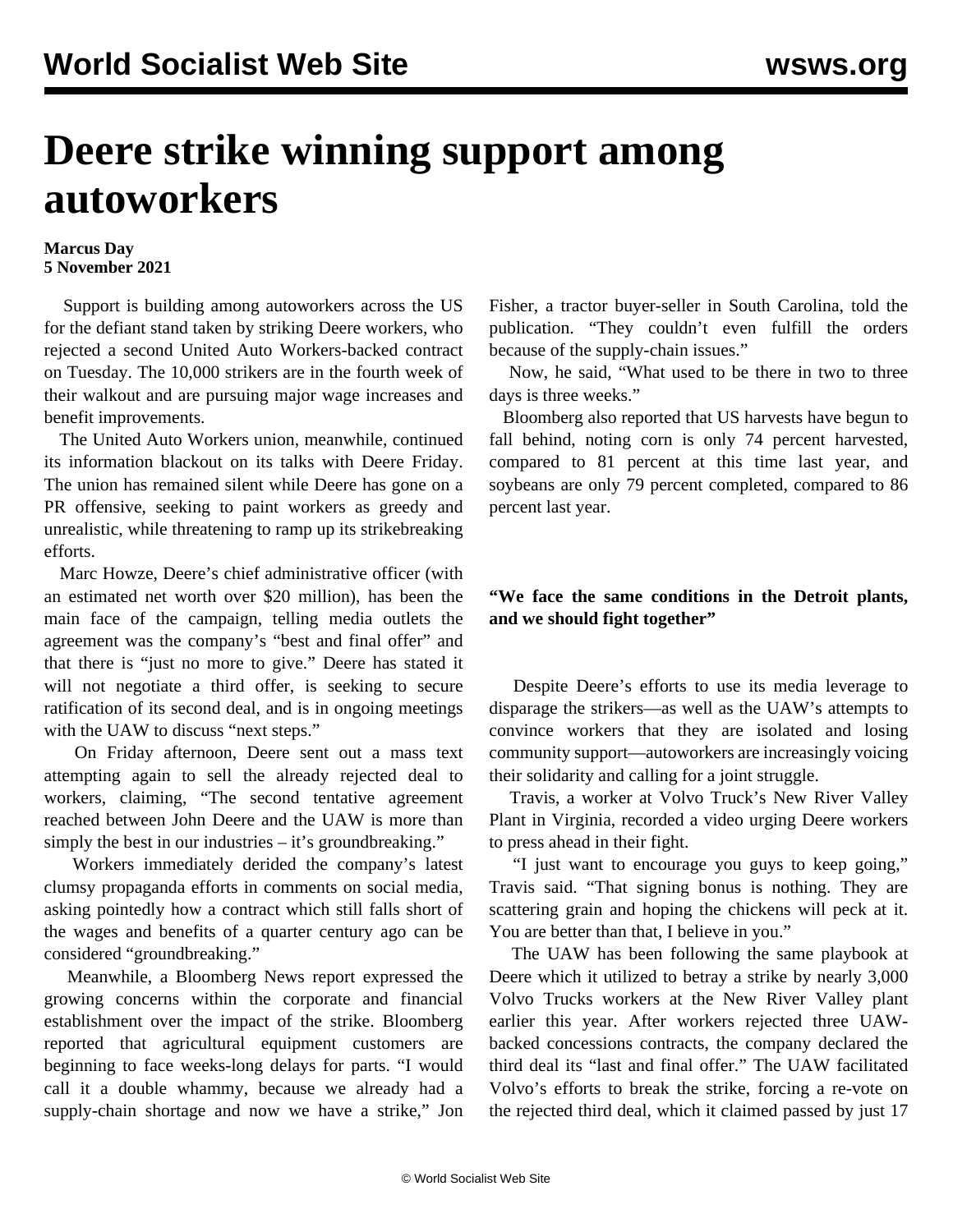# Deere strike winning support among autoworkers

**Marcus Day**
**5 November 2021**

Support is building among autoworkers across the US for the defiant stand taken by striking Deere workers, who rejected a second United Auto Workers-backed contract on Tuesday. The 10,000 strikers are in the fourth week of their walkout and are pursuing major wage increases and benefit improvements.

The United Auto Workers union, meanwhile, continued its information blackout on its talks with Deere Friday. The union has remained silent while Deere has gone on a PR offensive, seeking to paint workers as greedy and unrealistic, while threatening to ramp up its strikebreaking efforts.

Marc Howze, Deere's chief administrative officer (with an estimated net worth over $20 million), has been the main face of the campaign, telling media outlets the agreement was the company's "best and final offer" and that there is "just no more to give." Deere has stated it will not negotiate a third offer, is seeking to secure ratification of its second deal, and is in ongoing meetings with the UAW to discuss "next steps."

On Friday afternoon, Deere sent out a mass text attempting again to sell the already rejected deal to workers, claiming, "The second tentative agreement reached between John Deere and the UAW is more than simply the best in our industries – it's groundbreaking."

Workers immediately derided the company's latest clumsy propaganda efforts in comments on social media, asking pointedly how a contract which still falls short of the wages and benefits of a quarter century ago can be considered "groundbreaking."

Meanwhile, a Bloomberg News report expressed the growing concerns within the corporate and financial establishment over the impact of the strike. Bloomberg reported that agricultural equipment customers are beginning to face weeks-long delays for parts. "I would call it a double whammy, because we already had a supply-chain shortage and now we have a strike," Jon Fisher, a tractor buyer-seller in South Carolina, told the publication. "They couldn't even fulfill the orders because of the supply-chain issues."

Now, he said, "What used to be there in two to three days is three weeks."

Bloomberg also reported that US harvests have begun to fall behind, noting corn is only 74 percent harvested, compared to 81 percent at this time last year, and soybeans are only 79 percent completed, compared to 86 percent last year.

### "We face the same conditions in the Detroit plants, and we should fight together"

Despite Deere's efforts to use its media leverage to disparage the strikers—as well as the UAW's attempts to convince workers that they are isolated and losing community support—autoworkers are increasingly voicing their solidarity and calling for a joint struggle.

Travis, a worker at Volvo Truck's New River Valley Plant in Virginia, recorded a video urging Deere workers to press ahead in their fight.

"I just want to encourage you guys to keep going," Travis said. "That signing bonus is nothing. They are scattering grain and hoping the chickens will peck at it. You are better than that, I believe in you."

The UAW has been following the same playbook at Deere which it utilized to betray a strike by nearly 3,000 Volvo Trucks workers at the New River Valley plant earlier this year. After workers rejected three UAW-backed concessions contracts, the company declared the third deal its "last and final offer." The UAW facilitated Volvo's efforts to break the strike, forcing a re-vote on the rejected third deal, which it claimed passed by just 17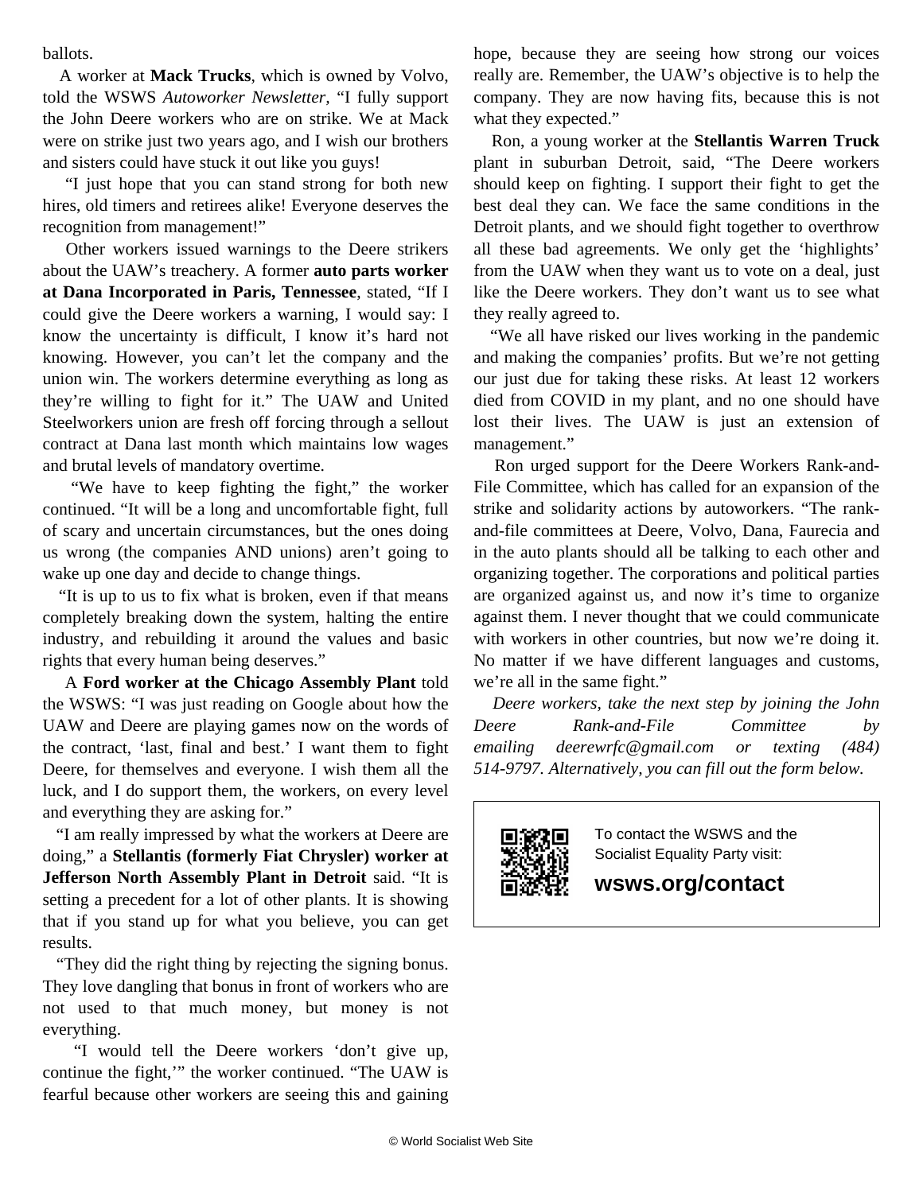ballots.

A worker at **Mack Trucks**, which is owned by Volvo, told the WSWS *Autoworker Newsletter*, "I fully support the John Deere workers who are on strike. We at Mack were on strike just two years ago, and I wish our brothers and sisters could have stuck it out like you guys!

"I just hope that you can stand strong for both new hires, old timers and retirees alike! Everyone deserves the recognition from management!"

Other workers issued warnings to the Deere strikers about the UAW's treachery. A former **auto parts worker at Dana Incorporated in Paris, Tennessee**, stated, "If I could give the Deere workers a warning, I would say: I know the uncertainty is difficult, I know it's hard not knowing. However, you can't let the company and the union win. The workers determine everything as long as they're willing to fight for it." The UAW and United Steelworkers union are fresh off forcing through a sellout contract at Dana last month which maintains low wages and brutal levels of mandatory overtime.

"We have to keep fighting the fight," the worker continued. "It will be a long and uncomfortable fight, full of scary and uncertain circumstances, but the ones doing us wrong (the companies AND unions) aren't going to wake up one day and decide to change things.

"It is up to us to fix what is broken, even if that means completely breaking down the system, halting the entire industry, and rebuilding it around the values and basic rights that every human being deserves."

A **Ford worker at the Chicago Assembly Plant** told the WSWS: "I was just reading on Google about how the UAW and Deere are playing games now on the words of the contract, 'last, final and best.' I want them to fight Deere, for themselves and everyone. I wish them all the luck, and I do support them, the workers, on every level and everything they are asking for."

"I am really impressed by what the workers at Deere are doing," a **Stellantis (formerly Fiat Chrysler) worker at Jefferson North Assembly Plant in Detroit** said. "It is setting a precedent for a lot of other plants. It is showing that if you stand up for what you believe, you can get results.

"They did the right thing by rejecting the signing bonus. They love dangling that bonus in front of workers who are not used to that much money, but money is not everything.

"I would tell the Deere workers 'don't give up, continue the fight,'" the worker continued. "The UAW is fearful because other workers are seeing this and gaining hope, because they are seeing how strong our voices really are. Remember, the UAW's objective is to help the company. They are now having fits, because this is not what they expected."

Ron, a young worker at the **Stellantis Warren Truck** plant in suburban Detroit, said, "The Deere workers should keep on fighting. I support their fight to get the best deal they can. We face the same conditions in the Detroit plants, and we should fight together to overthrow all these bad agreements. We only get the 'highlights' from the UAW when they want us to vote on a deal, just like the Deere workers. They don't want us to see what they really agreed to.

"We all have risked our lives working in the pandemic and making the companies' profits. But we're not getting our just due for taking these risks. At least 12 workers died from COVID in my plant, and no one should have lost their lives. The UAW is just an extension of management."

Ron urged support for the Deere Workers Rank-and-File Committee, which has called for an expansion of the strike and solidarity actions by autoworkers. "The rank-and-file committees at Deere, Volvo, Dana, Faurecia and in the auto plants should all be talking to each other and organizing together. The corporations and political parties are organized against us, and now it's time to organize against them. I never thought that we could communicate with workers in other countries, but now we're doing it. No matter if we have different languages and customs, we're all in the same fight."

*Deere workers, take the next step by joining the John Deere Rank-and-File Committee by emailing deerewrfc@gmail.com or texting (484) 514-9797. Alternatively, you can fill out the form below.*

To contact the WSWS and the Socialist Equality Party visit:

**wsws.org/contact**